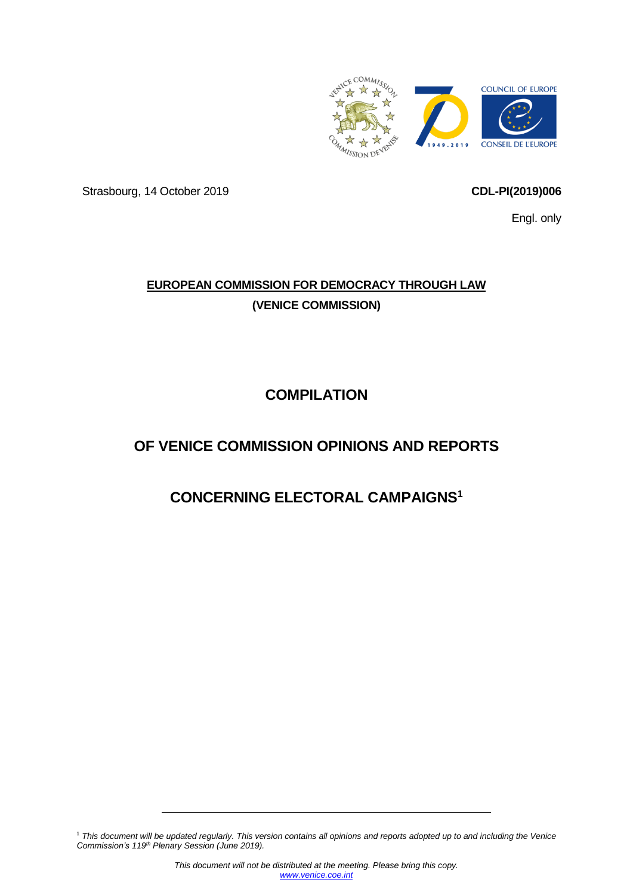Strasbourg, 14 October 2019

**CDL-PI(2019)006**

Engl. only

**EUROPEAN COMMISSION FOR DEMOCRACY THROUGH LAW**

**(VENICE COMMISSION)**

# COMPILATION

# OF VENICE COMMISSION OPINIONS AND REPORTS

# CONCERNING ELECTORAL CAMPAIGNS[1]

---

[1] *This document will be updated regularly. This version contains all opinions and reports adopted up to and including the Venice Commission's 119th Plenary Session (June 2019).*

*This document will not be distributed at the meeting. Please bring this copy.*
*www.venice.coe.int*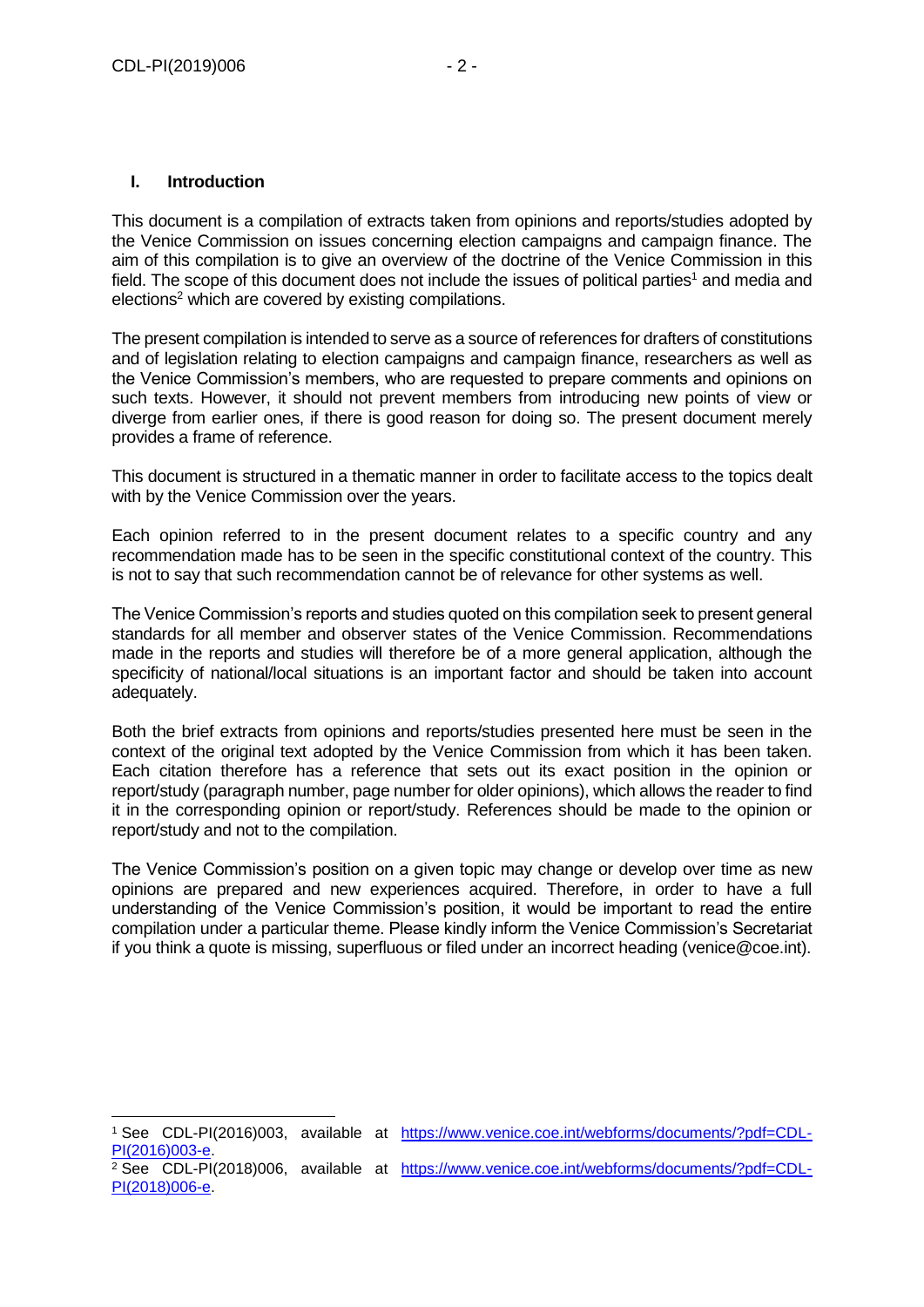## I. Introduction

This document is a compilation of extracts taken from opinions and reports/studies adopted by the Venice Commission on issues concerning election campaigns and campaign finance. The aim of this compilation is to give an overview of the doctrine of the Venice Commission in this field. The scope of this document does not include the issues of political parties[1] and media and elections[2] which are covered by existing compilations.

The present compilation is intended to serve as a source of references for drafters of constitutions and of legislation relating to election campaigns and campaign finance, researchers as well as the Venice Commission's members, who are requested to prepare comments and opinions on such texts. However, it should not prevent members from introducing new points of view or diverge from earlier ones, if there is good reason for doing so. The present document merely provides a frame of reference.

This document is structured in a thematic manner in order to facilitate access to the topics dealt with by the Venice Commission over the years.

Each opinion referred to in the present document relates to a specific country and any recommendation made has to be seen in the specific constitutional context of the country. This is not to say that such recommendation cannot be of relevance for other systems as well.

The Venice Commission's reports and studies quoted on this compilation seek to present general standards for all member and observer states of the Venice Commission. Recommendations made in the reports and studies will therefore be of a more general application, although the specificity of national/local situations is an important factor and should be taken into account adequately.

Both the brief extracts from opinions and reports/studies presented here must be seen in the context of the original text adopted by the Venice Commission from which it has been taken. Each citation therefore has a reference that sets out its exact position in the opinion or report/study (paragraph number, page number for older opinions), which allows the reader to find it in the corresponding opinion or report/study. References should be made to the opinion or report/study and not to the compilation.

The Venice Commission's position on a given topic may change or develop over time as new opinions are prepared and new experiences acquired. Therefore, in order to have a full understanding of the Venice Commission's position, it would be important to read the entire compilation under a particular theme. Please kindly inform the Venice Commission's Secretariat if you think a quote is missing, superfluous or filed under an incorrect heading (venice@coe.int).

---

[1] See CDL-PI(2016)003, available at https://www.venice.coe.int/webforms/documents/?pdf=CDL-PI(2016)003-e.

[2] See CDL-PI(2018)006, available at https://www.venice.coe.int/webforms/documents/?pdf=CDL-PI(2018)006-e.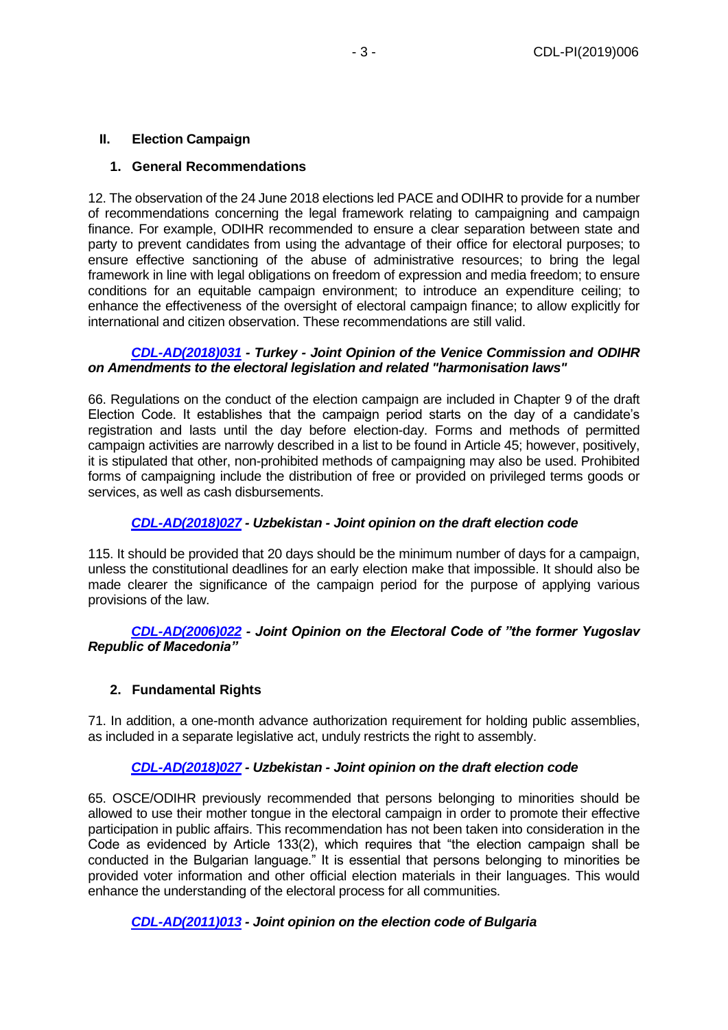## II. Election Campaign

### 1. General Recommendations

12. The observation of the 24 June 2018 elections led PACE and ODIHR to provide for a number of recommendations concerning the legal framework relating to campaigning and campaign finance. For example, ODIHR recommended to ensure a clear separation between state and party to prevent candidates from using the advantage of their office for electoral purposes; to ensure effective sanctioning of the abuse of administrative resources; to bring the legal framework in line with legal obligations on freedom of expression and media freedom; to ensure conditions for an equitable campaign environment; to introduce an expenditure ceiling; to enhance the effectiveness of the oversight of electoral campaign finance; to allow explicitly for international and citizen observation. These recommendations are still valid.

***CDL-AD(2018)031 - Turkey - Joint Opinion of the Venice Commission and ODIHR on Amendments to the electoral legislation and related "harmonisation laws"***

66. Regulations on the conduct of the election campaign are included in Chapter 9 of the draft Election Code. It establishes that the campaign period starts on the day of a candidate's registration and lasts until the day before election-day. Forms and methods of permitted campaign activities are narrowly described in a list to be found in Article 45; however, positively, it is stipulated that other, non-prohibited methods of campaigning may also be used. Prohibited forms of campaigning include the distribution of free or provided on privileged terms goods or services, as well as cash disbursements.

***CDL-AD(2018)027 - Uzbekistan - Joint opinion on the draft election code***

115. It should be provided that 20 days should be the minimum number of days for a campaign, unless the constitutional deadlines for an early election make that impossible. It should also be made clearer the significance of the campaign period for the purpose of applying various provisions of the law.

***CDL-AD(2006)022 - Joint Opinion on the Electoral Code of "the former Yugoslav Republic of Macedonia"***

### 2. Fundamental Rights

71. In addition, a one-month advance authorization requirement for holding public assemblies, as included in a separate legislative act, unduly restricts the right to assembly.

***CDL-AD(2018)027 - Uzbekistan - Joint opinion on the draft election code***

65. OSCE/ODIHR previously recommended that persons belonging to minorities should be allowed to use their mother tongue in the electoral campaign in order to promote their effective participation in public affairs. This recommendation has not been taken into consideration in the Code as evidenced by Article 133(2), which requires that "the election campaign shall be conducted in the Bulgarian language." It is essential that persons belonging to minorities be provided voter information and other official election materials in their languages. This would enhance the understanding of the electoral process for all communities.

***CDL-AD(2011)013 - Joint opinion on the election code of Bulgaria***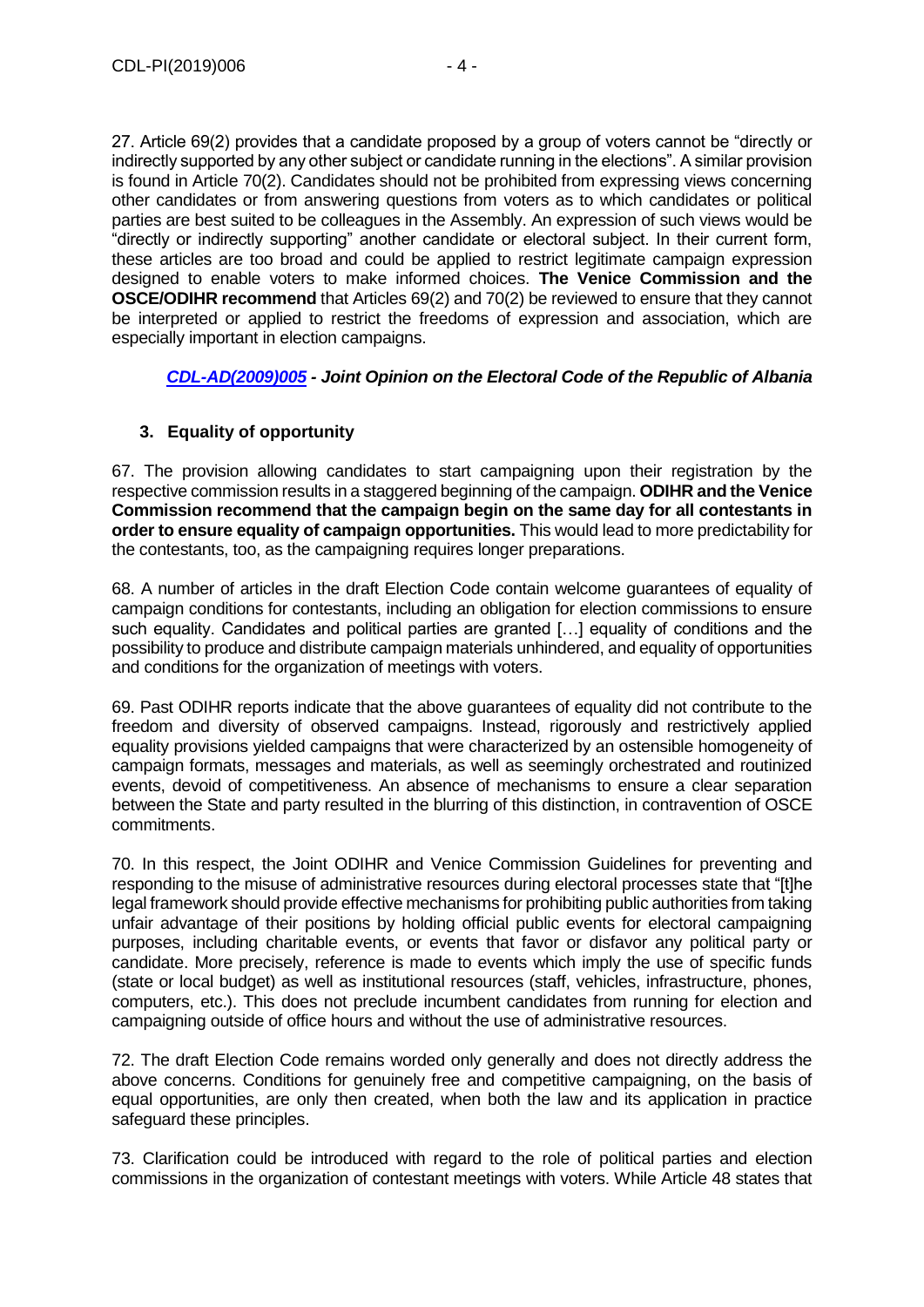27. Article 69(2) provides that a candidate proposed by a group of voters cannot be "directly or indirectly supported by any other subject or candidate running in the elections". A similar provision is found in Article 70(2). Candidates should not be prohibited from expressing views concerning other candidates or from answering questions from voters as to which candidates or political parties are best suited to be colleagues in the Assembly. An expression of such views would be "directly or indirectly supporting" another candidate or electoral subject. In their current form, these articles are too broad and could be applied to restrict legitimate campaign expression designed to enable voters to make informed choices. **The Venice Commission and the OSCE/ODIHR recommend** that Articles 69(2) and 70(2) be reviewed to ensure that they cannot be interpreted or applied to restrict the freedoms of expression and association, which are especially important in election campaigns.

***CDL-AD(2009)005 - Joint Opinion on the Electoral Code of the Republic of Albania***

### 3. Equality of opportunity

67. The provision allowing candidates to start campaigning upon their registration by the respective commission results in a staggered beginning of the campaign. **ODIHR and the Venice Commission recommend that the campaign begin on the same day for all contestants in order to ensure equality of campaign opportunities.** This would lead to more predictability for the contestants, too, as the campaigning requires longer preparations.

68. A number of articles in the draft Election Code contain welcome guarantees of equality of campaign conditions for contestants, including an obligation for election commissions to ensure such equality. Candidates and political parties are granted […] equality of conditions and the possibility to produce and distribute campaign materials unhindered, and equality of opportunities and conditions for the organization of meetings with voters.

69. Past ODIHR reports indicate that the above guarantees of equality did not contribute to the freedom and diversity of observed campaigns. Instead, rigorously and restrictively applied equality provisions yielded campaigns that were characterized by an ostensible homogeneity of campaign formats, messages and materials, as well as seemingly orchestrated and routinized events, devoid of competitiveness. An absence of mechanisms to ensure a clear separation between the State and party resulted in the blurring of this distinction, in contravention of OSCE commitments.

70. In this respect, the Joint ODIHR and Venice Commission Guidelines for preventing and responding to the misuse of administrative resources during electoral processes state that "[t]he legal framework should provide effective mechanisms for prohibiting public authorities from taking unfair advantage of their positions by holding official public events for electoral campaigning purposes, including charitable events, or events that favor or disfavor any political party or candidate. More precisely, reference is made to events which imply the use of specific funds (state or local budget) as well as institutional resources (staff, vehicles, infrastructure, phones, computers, etc.). This does not preclude incumbent candidates from running for election and campaigning outside of office hours and without the use of administrative resources.

72. The draft Election Code remains worded only generally and does not directly address the above concerns. Conditions for genuinely free and competitive campaigning, on the basis of equal opportunities, are only then created, when both the law and its application in practice safeguard these principles.

73. Clarification could be introduced with regard to the role of political parties and election commissions in the organization of contestant meetings with voters. While Article 48 states that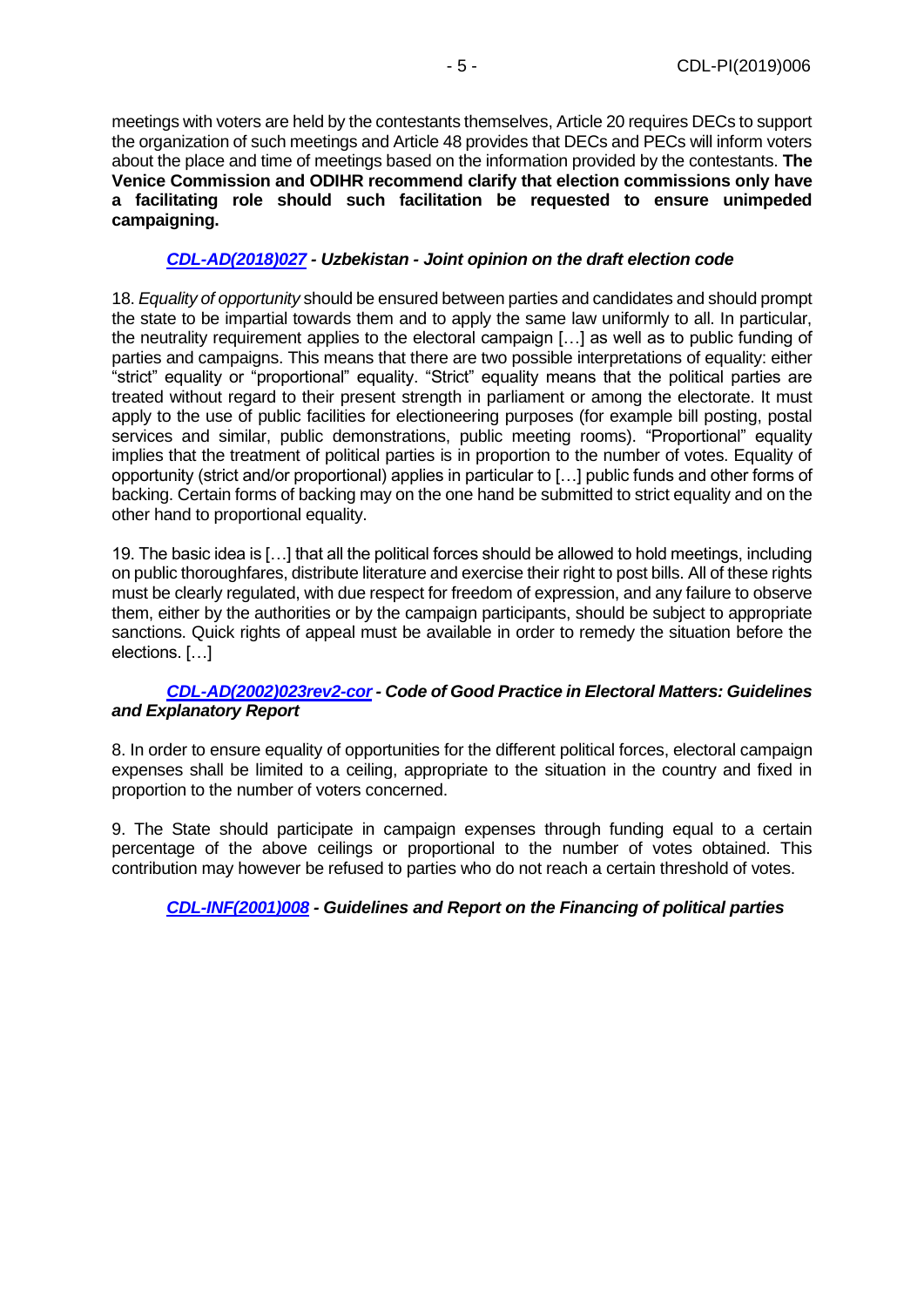meetings with voters are held by the contestants themselves, Article 20 requires DECs to support the organization of such meetings and Article 48 provides that DECs and PECs will inform voters about the place and time of meetings based on the information provided by the contestants. **The Venice Commission and ODIHR recommend clarify that election commissions only have a facilitating role should such facilitation be requested to ensure unimpeded campaigning.**

***CDL-AD(2018)027 - Uzbekistan - Joint opinion on the draft election code***

18. *Equality of opportunity* should be ensured between parties and candidates and should prompt the state to be impartial towards them and to apply the same law uniformly to all. In particular, the neutrality requirement applies to the electoral campaign […] as well as to public funding of parties and campaigns. This means that there are two possible interpretations of equality: either "strict" equality or "proportional" equality. "Strict" equality means that the political parties are treated without regard to their present strength in parliament or among the electorate. It must apply to the use of public facilities for electioneering purposes (for example bill posting, postal services and similar, public demonstrations, public meeting rooms). "Proportional" equality implies that the treatment of political parties is in proportion to the number of votes. Equality of opportunity (strict and/or proportional) applies in particular to […] public funds and other forms of backing. Certain forms of backing may on the one hand be submitted to strict equality and on the other hand to proportional equality.

19. The basic idea is […] that all the political forces should be allowed to hold meetings, including on public thoroughfares, distribute literature and exercise their right to post bills. All of these rights must be clearly regulated, with due respect for freedom of expression, and any failure to observe them, either by the authorities or by the campaign participants, should be subject to appropriate sanctions. Quick rights of appeal must be available in order to remedy the situation before the elections. […]

***CDL-AD(2002)023rev2-cor - Code of Good Practice in Electoral Matters: Guidelines and Explanatory Report***

8. In order to ensure equality of opportunities for the different political forces, electoral campaign expenses shall be limited to a ceiling, appropriate to the situation in the country and fixed in proportion to the number of voters concerned.

9. The State should participate in campaign expenses through funding equal to a certain percentage of the above ceilings or proportional to the number of votes obtained. This contribution may however be refused to parties who do not reach a certain threshold of votes.

***CDL-INF(2001)008 - Guidelines and Report on the Financing of political parties***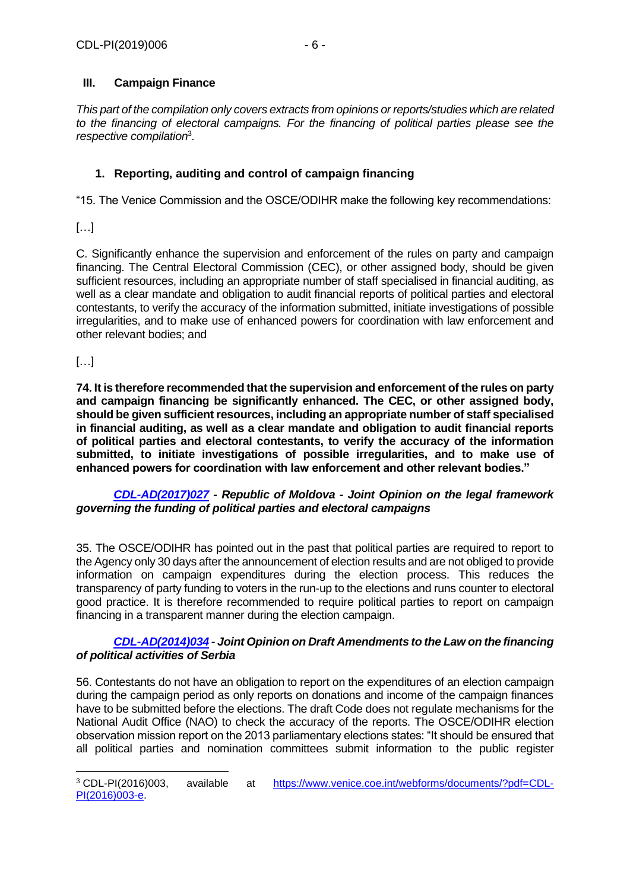## III. Campaign Finance

*This part of the compilation only covers extracts from opinions or reports/studies which are related to the financing of electoral campaigns. For the financing of political parties please see the respective compilation*[3].

### 1. Reporting, auditing and control of campaign financing

"15. The Venice Commission and the OSCE/ODIHR make the following key recommendations:

[…]

C. Significantly enhance the supervision and enforcement of the rules on party and campaign financing. The Central Electoral Commission (CEC), or other assigned body, should be given sufficient resources, including an appropriate number of staff specialised in financial auditing, as well as a clear mandate and obligation to audit financial reports of political parties and electoral contestants, to verify the accuracy of the information submitted, initiate investigations of possible irregularities, and to make use of enhanced powers for coordination with law enforcement and other relevant bodies; and

[…]

**74. It is therefore recommended that the supervision and enforcement of the rules on party and campaign financing be significantly enhanced. The CEC, or other assigned body, should be given sufficient resources, including an appropriate number of staff specialised in financial auditing, as well as a clear mandate and obligation to audit financial reports of political parties and electoral contestants, to verify the accuracy of the information submitted, to initiate investigations of possible irregularities, and to make use of enhanced powers for coordination with law enforcement and other relevant bodies."**

***CDL-AD(2017)027 - Republic of Moldova - Joint Opinion on the legal framework governing the funding of political parties and electoral campaigns***

35. The OSCE/ODIHR has pointed out in the past that political parties are required to report to the Agency only 30 days after the announcement of election results and are not obliged to provide information on campaign expenditures during the election process. This reduces the transparency of party funding to voters in the run-up to the elections and runs counter to electoral good practice. It is therefore recommended to require political parties to report on campaign financing in a transparent manner during the election campaign.

***CDL-AD(2014)034 - Joint Opinion on Draft Amendments to the Law on the financing of political activities of Serbia***

56. Contestants do not have an obligation to report on the expenditures of an election campaign during the campaign period as only reports on donations and income of the campaign finances have to be submitted before the elections. The draft Code does not regulate mechanisms for the National Audit Office (NAO) to check the accuracy of the reports. The OSCE/ODIHR election observation mission report on the 2013 parliamentary elections states: "It should be ensured that all political parties and nomination committees submit information to the public register

---

[3] CDL-PI(2016)003, available at https://www.venice.coe.int/webforms/documents/?pdf=CDL-PI(2016)003-e.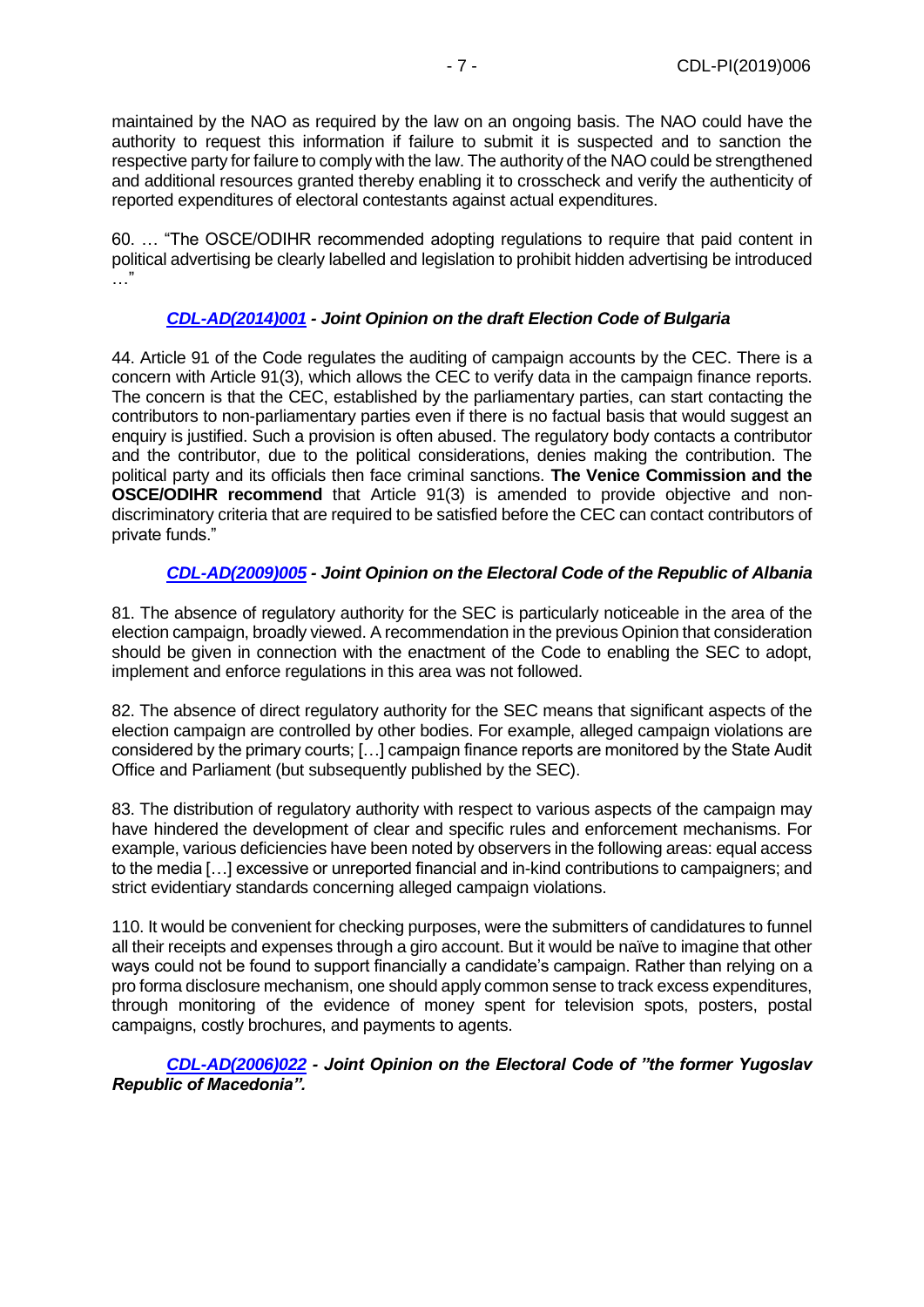maintained by the NAO as required by the law on an ongoing basis. The NAO could have the authority to request this information if failure to submit it is suspected and to sanction the respective party for failure to comply with the law. The authority of the NAO could be strengthened and additional resources granted thereby enabling it to crosscheck and verify the authenticity of reported expenditures of electoral contestants against actual expenditures.

60. … "The OSCE/ODIHR recommended adopting regulations to require that paid content in political advertising be clearly labelled and legislation to prohibit hidden advertising be introduced …"

### *[CDL-AD(2014)001](#) - Joint Opinion on the draft Election Code of Bulgaria*

44. Article 91 of the Code regulates the auditing of campaign accounts by the CEC. There is a concern with Article 91(3), which allows the CEC to verify data in the campaign finance reports. The concern is that the CEC, established by the parliamentary parties, can start contacting the contributors to non-parliamentary parties even if there is no factual basis that would suggest an enquiry is justified. Such a provision is often abused. The regulatory body contacts a contributor and the contributor, due to the political considerations, denies making the contribution. The political party and its officials then face criminal sanctions. **The Venice Commission and the OSCE/ODIHR recommend** that Article 91(3) is amended to provide objective and non-discriminatory criteria that are required to be satisfied before the CEC can contact contributors of private funds."

### *[CDL-AD(2009)005](#) - Joint Opinion on the Electoral Code of the Republic of Albania*

81. The absence of regulatory authority for the SEC is particularly noticeable in the area of the election campaign, broadly viewed. A recommendation in the previous Opinion that consideration should be given in connection with the enactment of the Code to enabling the SEC to adopt, implement and enforce regulations in this area was not followed.

82. The absence of direct regulatory authority for the SEC means that significant aspects of the election campaign are controlled by other bodies. For example, alleged campaign violations are considered by the primary courts; […] campaign finance reports are monitored by the State Audit Office and Parliament (but subsequently published by the SEC).

83. The distribution of regulatory authority with respect to various aspects of the campaign may have hindered the development of clear and specific rules and enforcement mechanisms. For example, various deficiencies have been noted by observers in the following areas: equal access to the media […] excessive or unreported financial and in-kind contributions to campaigners; and strict evidentiary standards concerning alleged campaign violations.

110. It would be convenient for checking purposes, were the submitters of candidatures to funnel all their receipts and expenses through a giro account. But it would be naïve to imagine that other ways could not be found to support financially a candidate's campaign. Rather than relying on a pro forma disclosure mechanism, one should apply common sense to track excess expenditures, through monitoring of the evidence of money spent for television spots, posters, postal campaigns, costly brochures, and payments to agents.

### *[CDL-AD(2006)022](#) - Joint Opinion on the Electoral Code of "the former Yugoslav Republic of Macedonia".*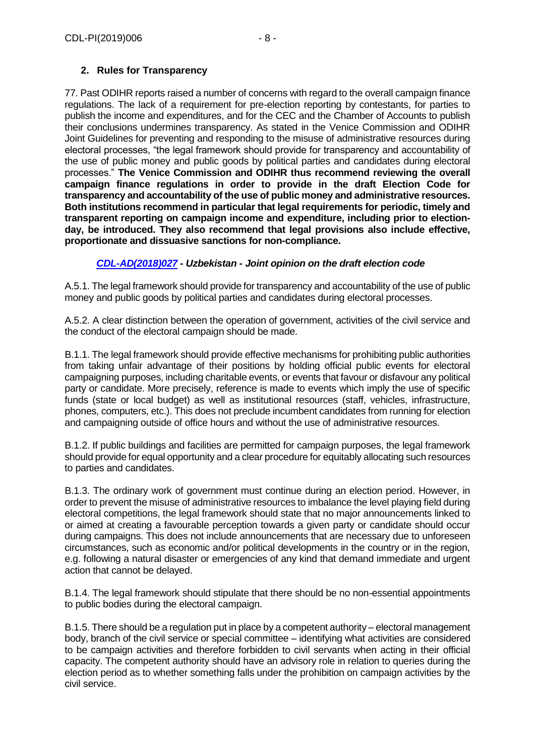## 2. Rules for Transparency

77. Past ODIHR reports raised a number of concerns with regard to the overall campaign finance regulations. The lack of a requirement for pre-election reporting by contestants, for parties to publish the income and expenditures, and for the CEC and the Chamber of Accounts to publish their conclusions undermines transparency. As stated in the Venice Commission and ODIHR Joint Guidelines for preventing and responding to the misuse of administrative resources during electoral processes, "the legal framework should provide for transparency and accountability of the use of public money and public goods by political parties and candidates during electoral processes." **The Venice Commission and ODIHR thus recommend reviewing the overall campaign finance regulations in order to provide in the draft Election Code for transparency and accountability of the use of public money and administrative resources. Both institutions recommend in particular that legal requirements for periodic, timely and transparent reporting on campaign income and expenditure, including prior to election-day, be introduced. They also recommend that legal provisions also include effective, proportionate and dissuasive sanctions for non-compliance.**

***CDL-AD(2018)027 - Uzbekistan - Joint opinion on the draft election code***

A.5.1. The legal framework should provide for transparency and accountability of the use of public money and public goods by political parties and candidates during electoral processes.

A.5.2. A clear distinction between the operation of government, activities of the civil service and the conduct of the electoral campaign should be made.

B.1.1. The legal framework should provide effective mechanisms for prohibiting public authorities from taking unfair advantage of their positions by holding official public events for electoral campaigning purposes, including charitable events, or events that favour or disfavour any political party or candidate. More precisely, reference is made to events which imply the use of specific funds (state or local budget) as well as institutional resources (staff, vehicles, infrastructure, phones, computers, etc.). This does not preclude incumbent candidates from running for election and campaigning outside of office hours and without the use of administrative resources.

B.1.2. If public buildings and facilities are permitted for campaign purposes, the legal framework should provide for equal opportunity and a clear procedure for equitably allocating such resources to parties and candidates.

B.1.3. The ordinary work of government must continue during an election period. However, in order to prevent the misuse of administrative resources to imbalance the level playing field during electoral competitions, the legal framework should state that no major announcements linked to or aimed at creating a favourable perception towards a given party or candidate should occur during campaigns. This does not include announcements that are necessary due to unforeseen circumstances, such as economic and/or political developments in the country or in the region, e.g. following a natural disaster or emergencies of any kind that demand immediate and urgent action that cannot be delayed.

B.1.4. The legal framework should stipulate that there should be no non-essential appointments to public bodies during the electoral campaign.

B.1.5. There should be a regulation put in place by a competent authority – electoral management body, branch of the civil service or special committee – identifying what activities are considered to be campaign activities and therefore forbidden to civil servants when acting in their official capacity. The competent authority should have an advisory role in relation to queries during the election period as to whether something falls under the prohibition on campaign activities by the civil service.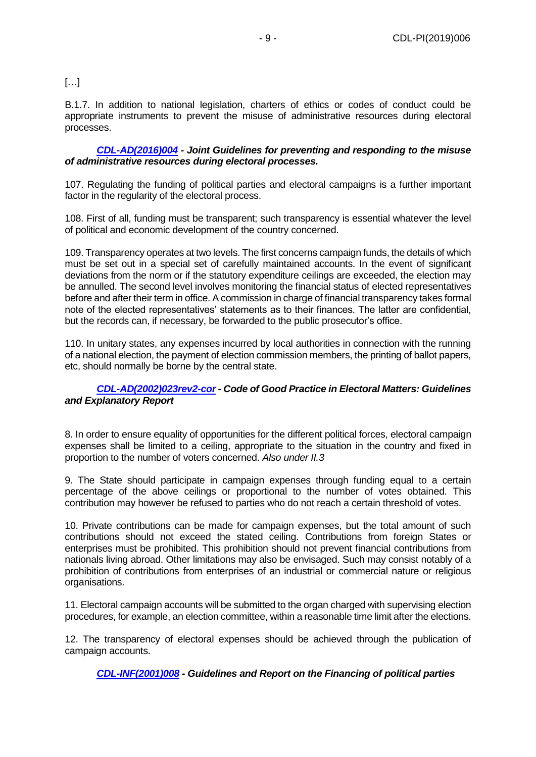[…]

B.1.7. In addition to national legislation, charters of ethics or codes of conduct could be appropriate instruments to prevent the misuse of administrative resources during electoral processes.

***CDL-AD(2016)004 - Joint Guidelines for preventing and responding to the misuse of administrative resources during electoral processes.***

107. Regulating the funding of political parties and electoral campaigns is a further important factor in the regularity of the electoral process.

108. First of all, funding must be transparent; such transparency is essential whatever the level of political and economic development of the country concerned.

109. Transparency operates at two levels. The first concerns campaign funds, the details of which must be set out in a special set of carefully maintained accounts. In the event of significant deviations from the norm or if the statutory expenditure ceilings are exceeded, the election may be annulled. The second level involves monitoring the financial status of elected representatives before and after their term in office. A commission in charge of financial transparency takes formal note of the elected representatives' statements as to their finances. The latter are confidential, but the records can, if necessary, be forwarded to the public prosecutor's office.

110. In unitary states, any expenses incurred by local authorities in connection with the running of a national election, the payment of election commission members, the printing of ballot papers, etc, should normally be borne by the central state.

***CDL-AD(2002)023rev2-cor - Code of Good Practice in Electoral Matters: Guidelines and Explanatory Report***

8. In order to ensure equality of opportunities for the different political forces, electoral campaign expenses shall be limited to a ceiling, appropriate to the situation in the country and fixed in proportion to the number of voters concerned. *Also under II.3*

9. The State should participate in campaign expenses through funding equal to a certain percentage of the above ceilings or proportional to the number of votes obtained. This contribution may however be refused to parties who do not reach a certain threshold of votes.

10. Private contributions can be made for campaign expenses, but the total amount of such contributions should not exceed the stated ceiling. Contributions from foreign States or enterprises must be prohibited. This prohibition should not prevent financial contributions from nationals living abroad. Other limitations may also be envisaged. Such may consist notably of a prohibition of contributions from enterprises of an industrial or commercial nature or religious organisations.

11. Electoral campaign accounts will be submitted to the organ charged with supervising election procedures, for example, an election committee, within a reasonable time limit after the elections.

12. The transparency of electoral expenses should be achieved through the publication of campaign accounts.

***CDL-INF(2001)008 - Guidelines and Report on the Financing of political parties***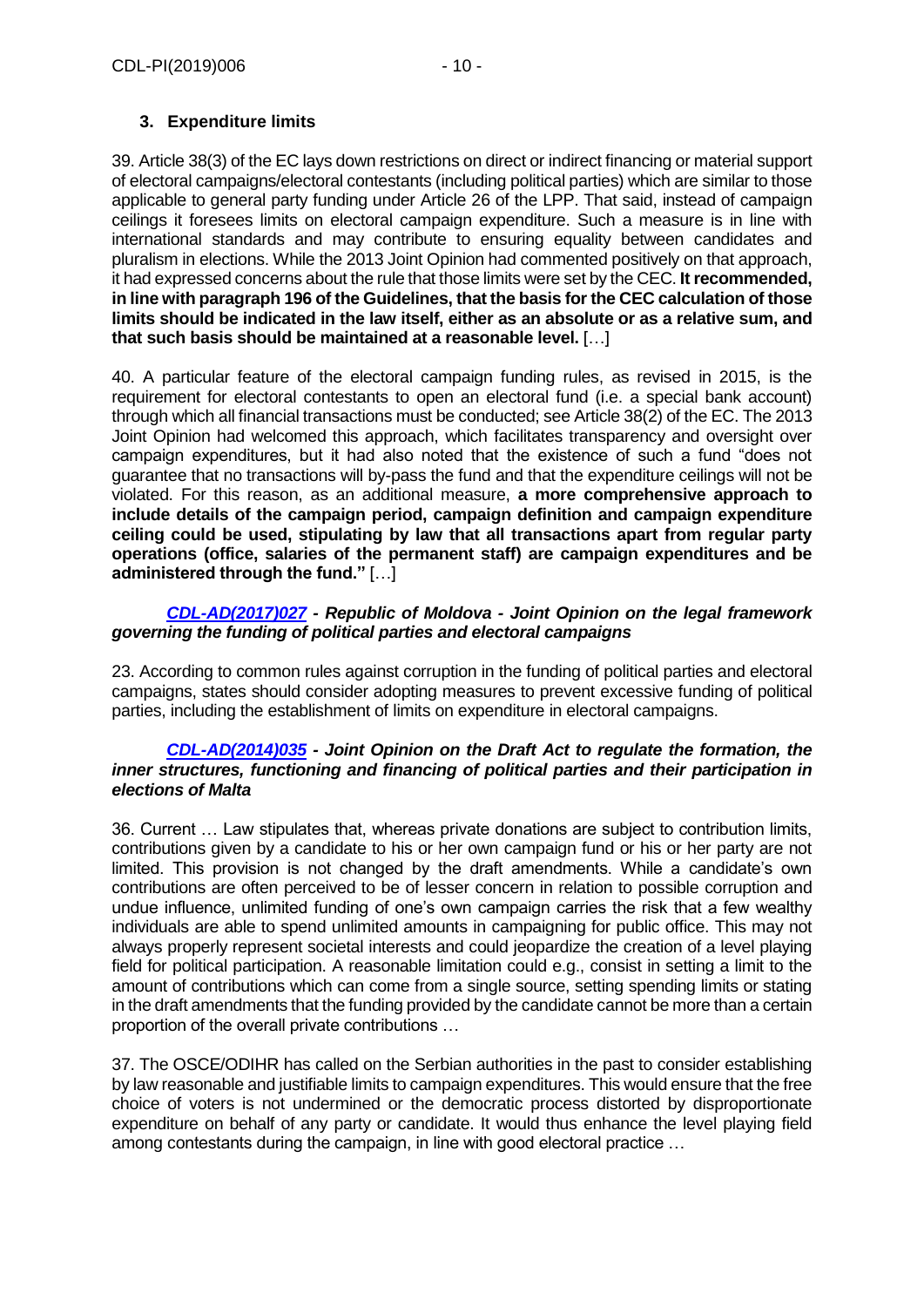### 3. Expenditure limits

39. Article 38(3) of the EC lays down restrictions on direct or indirect financing or material support of electoral campaigns/electoral contestants (including political parties) which are similar to those applicable to general party funding under Article 26 of the LPP. That said, instead of campaign ceilings it foresees limits on electoral campaign expenditure. Such a measure is in line with international standards and may contribute to ensuring equality between candidates and pluralism in elections. While the 2013 Joint Opinion had commented positively on that approach, it had expressed concerns about the rule that those limits were set by the CEC. **It recommended, in line with paragraph 196 of the Guidelines, that the basis for the CEC calculation of those limits should be indicated in the law itself, either as an absolute or as a relative sum, and that such basis should be maintained at a reasonable level.** […]

40. A particular feature of the electoral campaign funding rules, as revised in 2015, is the requirement for electoral contestants to open an electoral fund (i.e. a special bank account) through which all financial transactions must be conducted; see Article 38(2) of the EC. The 2013 Joint Opinion had welcomed this approach, which facilitates transparency and oversight over campaign expenditures, but it had also noted that the existence of such a fund "does not guarantee that no transactions will by-pass the fund and that the expenditure ceilings will not be violated. For this reason, as an additional measure, **a more comprehensive approach to include details of the campaign period, campaign definition and campaign expenditure ceiling could be used, stipulating by law that all transactions apart from regular party operations (office, salaries of the permanent staff) are campaign expenditures and be administered through the fund."** […]

#### ***CDL-AD(2017)027 - Republic of Moldova - Joint Opinion on the legal framework governing the funding of political parties and electoral campaigns***

23. According to common rules against corruption in the funding of political parties and electoral campaigns, states should consider adopting measures to prevent excessive funding of political parties, including the establishment of limits on expenditure in electoral campaigns.

#### ***CDL-AD(2014)035 - Joint Opinion on the Draft Act to regulate the formation, the inner structures, functioning and financing of political parties and their participation in elections of Malta***

36. Current … Law stipulates that, whereas private donations are subject to contribution limits, contributions given by a candidate to his or her own campaign fund or his or her party are not limited. This provision is not changed by the draft amendments. While a candidate's own contributions are often perceived to be of lesser concern in relation to possible corruption and undue influence, unlimited funding of one's own campaign carries the risk that a few wealthy individuals are able to spend unlimited amounts in campaigning for public office. This may not always properly represent societal interests and could jeopardize the creation of a level playing field for political participation. A reasonable limitation could e.g., consist in setting a limit to the amount of contributions which can come from a single source, setting spending limits or stating in the draft amendments that the funding provided by the candidate cannot be more than a certain proportion of the overall private contributions …

37. The OSCE/ODIHR has called on the Serbian authorities in the past to consider establishing by law reasonable and justifiable limits to campaign expenditures. This would ensure that the free choice of voters is not undermined or the democratic process distorted by disproportionate expenditure on behalf of any party or candidate. It would thus enhance the level playing field among contestants during the campaign, in line with good electoral practice …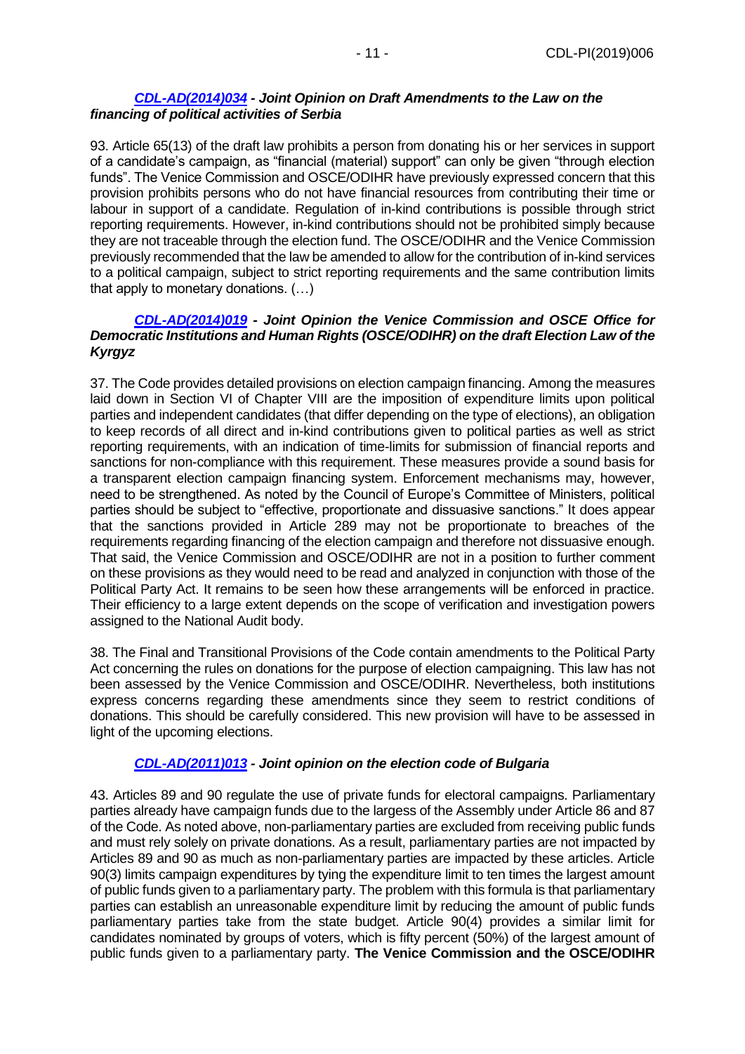### *[CDL-AD(2014)034](#) - Joint Opinion on Draft Amendments to the Law on the financing of political activities of Serbia*

93. Article 65(13) of the draft law prohibits a person from donating his or her services in support of a candidate's campaign, as "financial (material) support" can only be given "through election funds". The Venice Commission and OSCE/ODIHR have previously expressed concern that this provision prohibits persons who do not have financial resources from contributing their time or labour in support of a candidate. Regulation of in-kind contributions is possible through strict reporting requirements. However, in-kind contributions should not be prohibited simply because they are not traceable through the election fund. The OSCE/ODIHR and the Venice Commission previously recommended that the law be amended to allow for the contribution of in-kind services to a political campaign, subject to strict reporting requirements and the same contribution limits that apply to monetary donations. (…)

### *[CDL-AD(2014)019](#) - Joint Opinion the Venice Commission and OSCE Office for Democratic Institutions and Human Rights (OSCE/ODIHR) on the draft Election Law of the Kyrgyz*

37. The Code provides detailed provisions on election campaign financing. Among the measures laid down in Section VI of Chapter VIII are the imposition of expenditure limits upon political parties and independent candidates (that differ depending on the type of elections), an obligation to keep records of all direct and in-kind contributions given to political parties as well as strict reporting requirements, with an indication of time-limits for submission of financial reports and sanctions for non-compliance with this requirement. These measures provide a sound basis for a transparent election campaign financing system. Enforcement mechanisms may, however, need to be strengthened. As noted by the Council of Europe's Committee of Ministers, political parties should be subject to "effective, proportionate and dissuasive sanctions." It does appear that the sanctions provided in Article 289 may not be proportionate to breaches of the requirements regarding financing of the election campaign and therefore not dissuasive enough. That said, the Venice Commission and OSCE/ODIHR are not in a position to further comment on these provisions as they would need to be read and analyzed in conjunction with those of the Political Party Act. It remains to be seen how these arrangements will be enforced in practice. Their efficiency to a large extent depends on the scope of verification and investigation powers assigned to the National Audit body.

38. The Final and Transitional Provisions of the Code contain amendments to the Political Party Act concerning the rules on donations for the purpose of election campaigning. This law has not been assessed by the Venice Commission and OSCE/ODIHR. Nevertheless, both institutions express concerns regarding these amendments since they seem to restrict conditions of donations. This should be carefully considered. This new provision will have to be assessed in light of the upcoming elections.

### *[CDL-AD(2011)013](#) - Joint opinion on the election code of Bulgaria*

43. Articles 89 and 90 regulate the use of private funds for electoral campaigns. Parliamentary parties already have campaign funds due to the largess of the Assembly under Article 86 and 87 of the Code. As noted above, non-parliamentary parties are excluded from receiving public funds and must rely solely on private donations. As a result, parliamentary parties are not impacted by Articles 89 and 90 as much as non-parliamentary parties are impacted by these articles. Article 90(3) limits campaign expenditures by tying the expenditure limit to ten times the largest amount of public funds given to a parliamentary party. The problem with this formula is that parliamentary parties can establish an unreasonable expenditure limit by reducing the amount of public funds parliamentary parties take from the state budget. Article 90(4) provides a similar limit for candidates nominated by groups of voters, which is fifty percent (50%) of the largest amount of public funds given to a parliamentary party. **The Venice Commission and the OSCE/ODIHR**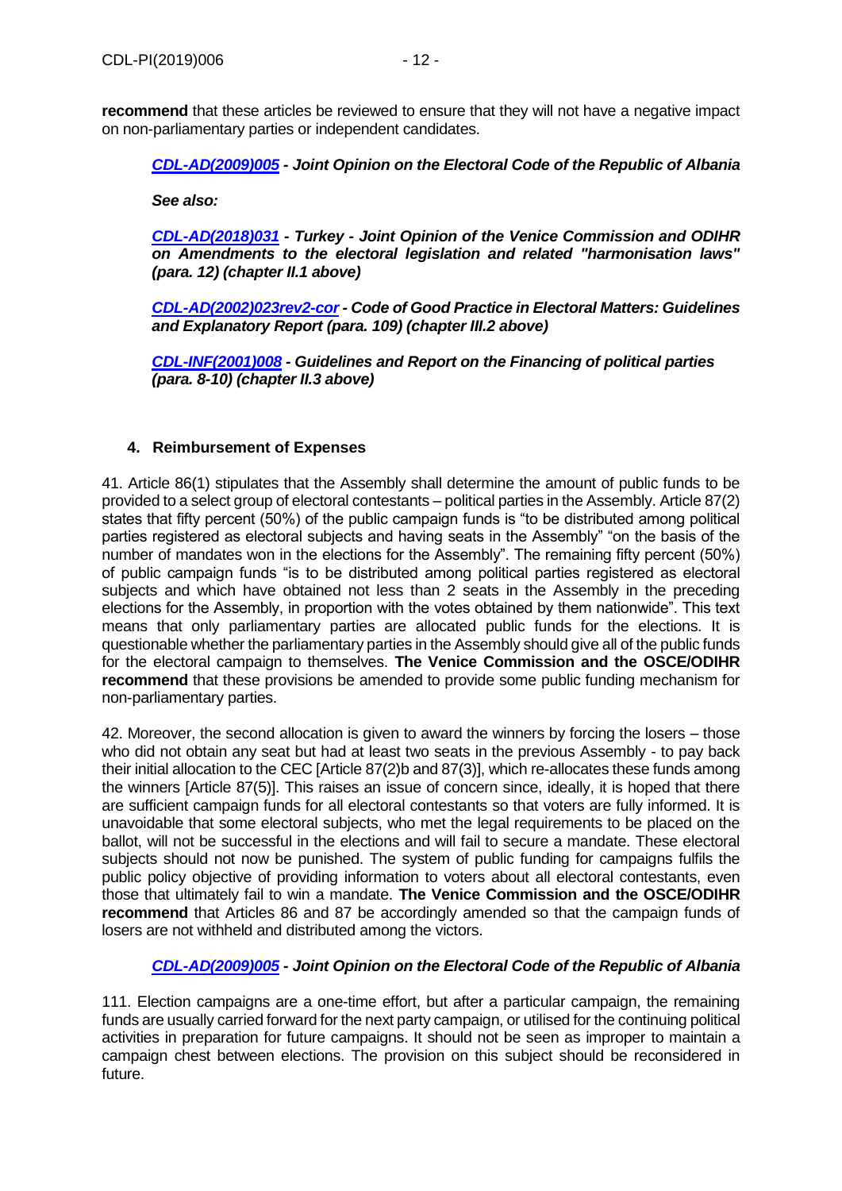**recommend** that these articles be reviewed to ensure that they will not have a negative impact on non-parliamentary parties or independent candidates.

***CDL-AD(2009)005 - Joint Opinion on the Electoral Code of the Republic of Albania***

***See also:***

***CDL-AD(2018)031 - Turkey - Joint Opinion of the Venice Commission and ODIHR on Amendments to the electoral legislation and related "harmonisation laws" (para. 12) (chapter II.1 above)***

***CDL-AD(2002)023rev2-cor - Code of Good Practice in Electoral Matters: Guidelines and Explanatory Report (para. 109) (chapter III.2 above)***

***CDL-INF(2001)008 - Guidelines and Report on the Financing of political parties (para. 8-10) (chapter II.3 above)***

### 4. Reimbursement of Expenses

41. Article 86(1) stipulates that the Assembly shall determine the amount of public funds to be provided to a select group of electoral contestants – political parties in the Assembly. Article 87(2) states that fifty percent (50%) of the public campaign funds is "to be distributed among political parties registered as electoral subjects and having seats in the Assembly" "on the basis of the number of mandates won in the elections for the Assembly". The remaining fifty percent (50%) of public campaign funds "is to be distributed among political parties registered as electoral subjects and which have obtained not less than 2 seats in the Assembly in the preceding elections for the Assembly, in proportion with the votes obtained by them nationwide". This text means that only parliamentary parties are allocated public funds for the elections. It is questionable whether the parliamentary parties in the Assembly should give all of the public funds for the electoral campaign to themselves. **The Venice Commission and the OSCE/ODIHR recommend** that these provisions be amended to provide some public funding mechanism for non-parliamentary parties.

42. Moreover, the second allocation is given to award the winners by forcing the losers – those who did not obtain any seat but had at least two seats in the previous Assembly - to pay back their initial allocation to the CEC [Article 87(2)b and 87(3)], which re-allocates these funds among the winners [Article 87(5)]. This raises an issue of concern since, ideally, it is hoped that there are sufficient campaign funds for all electoral contestants so that voters are fully informed. It is unavoidable that some electoral subjects, who met the legal requirements to be placed on the ballot, will not be successful in the elections and will fail to secure a mandate. These electoral subjects should not now be punished. The system of public funding for campaigns fulfils the public policy objective of providing information to voters about all electoral contestants, even those that ultimately fail to win a mandate. **The Venice Commission and the OSCE/ODIHR recommend** that Articles 86 and 87 be accordingly amended so that the campaign funds of losers are not withheld and distributed among the victors.

***CDL-AD(2009)005 - Joint Opinion on the Electoral Code of the Republic of Albania***

111. Election campaigns are a one-time effort, but after a particular campaign, the remaining funds are usually carried forward for the next party campaign, or utilised for the continuing political activities in preparation for future campaigns. It should not be seen as improper to maintain a campaign chest between elections. The provision on this subject should be reconsidered in future.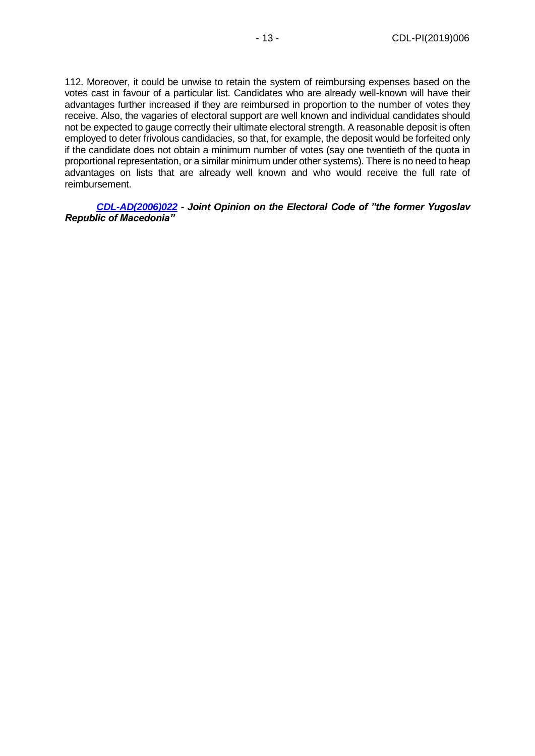112. Moreover, it could be unwise to retain the system of reimbursing expenses based on the votes cast in favour of a particular list. Candidates who are already well-known will have their advantages further increased if they are reimbursed in proportion to the number of votes they receive. Also, the vagaries of electoral support are well known and individual candidates should not be expected to gauge correctly their ultimate electoral strength. A reasonable deposit is often employed to deter frivolous candidacies, so that, for example, the deposit would be forfeited only if the candidate does not obtain a minimum number of votes (say one twentieth of the quota in proportional representation, or a similar minimum under other systems). There is no need to heap advantages on lists that are already well known and who would receive the full rate of reimbursement.

***CDL-AD(2006)022 - Joint Opinion on the Electoral Code of "the former Yugoslav Republic of Macedonia"***